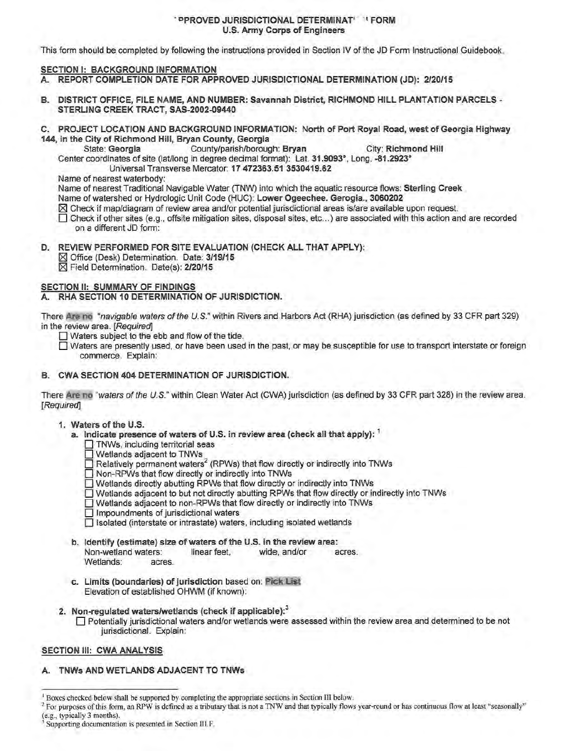# APPROVED JURISDICTIONAL DETERMINATION FORM
## U.S. Army Corps of Engineers

This form should be completed by following the instructions provided in Section IV of the JD Form Instructional Guidebook.

## SECTION I: BACKGROUND INFORMATION

**A. REPORT COMPLETION DATE FOR APPROVED JURISDICTIONAL DETERMINATION (JD): 2/20/15**

**B. DISTRICT OFFICE, FILE NAME, AND NUMBER: Savannah District, RICHMOND HILL PLANTATION PARCELS - STERLING CREEK TRACT, SAS-2002-09440**

**C. PROJECT LOCATION AND BACKGROUND INFORMATION: North of Port Royal Road, west of Georgia Highway 144, in the City of Richmond Hill, Bryan County, Georgia**

State: **Georgia** County/parish/borough: **Bryan** City: **Richmond Hill**

Center coordinates of site (lat/long in degree decimal format): Lat. **31.9093°**, Long. **-81.2923°**

Universal Transverse Mercator: **17 472363.51 3530419.62**

Name of nearest waterbody:

Name of nearest Traditional Navigable Water (TNW) into which the aquatic resource flows: **Sterling Creek**

Name of watershed or Hydrologic Unit Code (HUC): **Lower Ogeechee. Gerogia., 3060202**

☒ Check if map/diagram of review area and/or potential jurisdictional areas is/are available upon request.

☐ Check if other sites (e.g., offsite mitigation sites, disposal sites, etc...) are associated with this action and are recorded on a different JD form:

**D. REVIEW PERFORMED FOR SITE EVALUATION (CHECK ALL THAT APPLY):**

☒ Office (Desk) Determination. Date: **3/19/15**

☒ Field Determination. Date(s): **2/20/15**

## SECTION II: SUMMARY OF FINDINGS

**A. RHA SECTION 10 DETERMINATION OF JURISDICTION.**

There **Are no** "*navigable waters of the U.S.*" within Rivers and Harbors Act (RHA) jurisdiction (as defined by 33 CFR part 329) in the review area. [*Required*]

☐ Waters subject to the ebb and flow of the tide.

☐ Waters are presently used, or have been used in the past, or may be susceptible for use to transport interstate or foreign commerce. Explain:

**B. CWA SECTION 404 DETERMINATION OF JURISDICTION.**

There **Are no** "*waters of the U.S.*" within Clean Water Act (CWA) jurisdiction (as defined by 33 CFR part 328) in the review area. [*Required*]

**1. Waters of the U.S.**

**a. Indicate presence of waters of U.S. in review area (check all that apply):** [1]

☐ TNWs, including territorial seas

☐ Wetlands adjacent to TNWs

☐ Relatively permanent waters[2] (RPWs) that flow directly or indirectly into TNWs

☐ Non-RPWs that flow directly or indirectly into TNWs

☐ Wetlands directly abutting RPWs that flow directly or indirectly into TNWs

☐ Wetlands adjacent to but not directly abutting RPWs that flow directly or indirectly into TNWs

☐ Wetlands adjacent to non-RPWs that flow directly or indirectly into TNWs

☐ Impoundments of jurisdictional waters

☐ Isolated (interstate or intrastate) waters, including isolated wetlands

**b. Identify (estimate) size of waters of the U.S. in the review area:**

Non-wetland waters: linear feet, wide, and/or acres.

Wetlands: acres.

**c. Limits (boundaries) of jurisdiction** based on: **Pick List**

Elevation of established OHWM (if known):

**2. Non-regulated waters/wetlands (check if applicable):**[3]

☐ Potentially jurisdictional waters and/or wetlands were assessed within the review area and determined to be not jurisdictional. Explain:

## SECTION III: CWA ANALYSIS

**A. TNWs AND WETLANDS ADJACENT TO TNWs**

---

[1] Boxes checked below shall be supported by completing the appropriate sections in Section III below.

[2] For purposes of this form, an RPW is defined as a tributary that is not a TNW and that typically flows year-round or has continuous flow at least "seasonally" (e.g., typically 3 months).

[3] Supporting documentation is presented in Section III.F.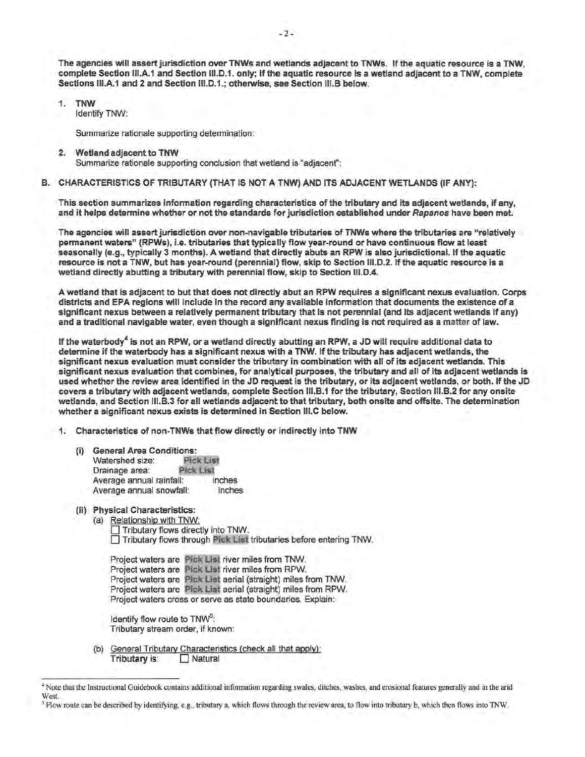**The agencies will assert jurisdiction over TNWs and wetlands adjacent to TNWs. If the aquatic resource is a TNW, complete Section III.A.1 and Section III.D.1. only; if the aquatic resource is a wetland adjacent to a TNW, complete Sections III.A.1 and 2 and Section III.D.1.; otherwise, see Section III.B below.**

1. **TNW**
   Identify TNW:

   Summarize rationale supporting determination:

2. **Wetland adjacent to TNW**
   Summarize rationale supporting conclusion that wetland is "adjacent":

**B. CHARACTERISTICS OF TRIBUTARY (THAT IS NOT A TNW) AND ITS ADJACENT WETLANDS (IF ANY):**

**This section summarizes information regarding characteristics of the tributary and its adjacent wetlands, if any, and it helps determine whether or not the standards for jurisdiction established under *Rapanos* have been met.**

**The agencies will assert jurisdiction over non-navigable tributaries of TNWs where the tributaries are "relatively permanent waters" (RPWs), i.e. tributaries that typically flow year-round or have continuous flow at least seasonally (e.g., typically 3 months). A wetland that directly abuts an RPW is also jurisdictional. If the aquatic resource is not a TNW, but has year-round (perennial) flow, skip to Section III.D.2. If the aquatic resource is a wetland directly abutting a tributary with perennial flow, skip to Section III.D.4.**

**A wetland that is adjacent to but that does not directly abut an RPW requires a significant nexus evaluation. Corps districts and EPA regions will include in the record any available information that documents the existence of a significant nexus between a relatively permanent tributary that is not perennial (and its adjacent wetlands if any) and a traditional navigable water, even though a significant nexus finding is not required as a matter of law.**

**If the waterbody[4] is not an RPW, or a wetland directly abutting an RPW, a JD will require additional data to determine if the waterbody has a significant nexus with a TNW. If the tributary has adjacent wetlands, the significant nexus evaluation must consider the tributary in combination with all of its adjacent wetlands. This significant nexus evaluation that combines, for analytical purposes, the tributary and all of its adjacent wetlands is used whether the review area identified in the JD request is the tributary, or its adjacent wetlands, or both. If the JD covers a tributary with adjacent wetlands, complete Section III.B.1 for the tributary, Section III.B.2 for any onsite wetlands, and Section III.B.3 for all wetlands adjacent to that tributary, both onsite and offsite. The determination whether a significant nexus exists is determined in Section III.C below.**

1. **Characteristics of non-TNWs that flow directly or indirectly into TNW**

   **(i) General Area Conditions:**
   Watershed size: Pick List
   Drainage area: Pick List
   Average annual rainfall: inches
   Average annual snowfall: inches

   **(ii) Physical Characteristics:**
   (a) Relationship with TNW:
   ☐ Tributary flows directly into TNW.
   ☐ Tributary flows through Pick List tributaries before entering TNW.

   Project waters are Pick List river miles from TNW.
   Project waters are Pick List river miles from RPW.
   Project waters are Pick List aerial (straight) miles from TNW.
   Project waters are Pick List aerial (straight) miles from RPW.
   Project waters cross or serve as state boundaries. Explain:

   Identify flow route to TNW[5]:
   Tributary stream order, if known:

   (b) General Tributary Characteristics (check all that apply):
   **Tributary** is: ☐ Natural

[4] Note that the Instructional Guidebook contains additional information regarding swales, ditches, washes, and erosional features generally and in the arid West.

[5] Flow route can be described by identifying, e.g., tributary a, which flows through the review area, to flow into tributary b, which then flows into TNW.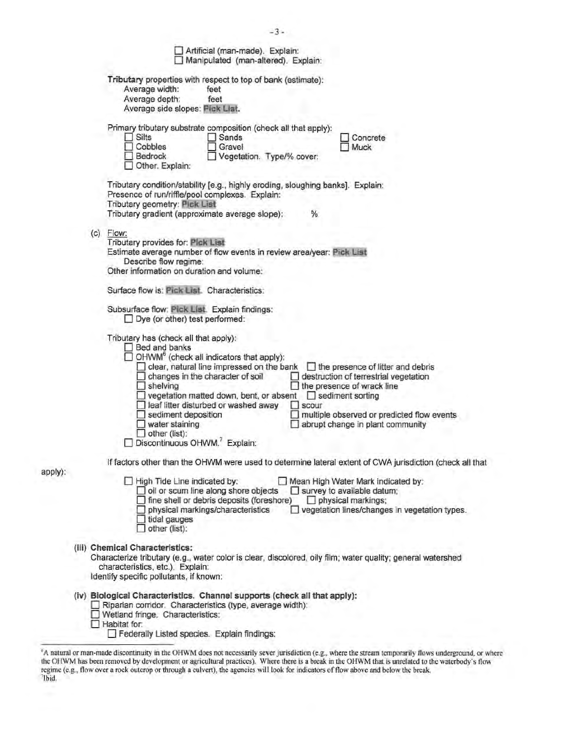☐ Artificial (man-made). Explain:
☐ Manipulated (man-altered). Explain:

**Tributary** properties with respect to top of bank (estimate):
Average width: feet
Average depth: feet
Average side slopes: Pick List.

Primary tributary substrate composition (check all that apply):

☐ Silts ☐ Sands ☐ Concrete
☐ Cobbles ☐ Gravel ☐ Muck
☐ Bedrock ☐ Vegetation. Type/% cover:
☐ Other. Explain:

Tributary condition/stability [e.g., highly eroding, sloughing banks]. Explain:
Presence of run/riffle/pool complexes. Explain:
Tributary geometry: Pick List
Tributary gradient (approximate average slope): %

(c) Flow:
Tributary provides for: Pick List
Estimate average number of flow events in review area/year: Pick List
Describe flow regime:
Other information on duration and volume:

Surface flow is: Pick List. Characteristics:

Subsurface flow: Pick List. Explain findings:
☐ Dye (or other) test performed:

Tributary has (check all that apply):
☐ Bed and banks
☐ OHWM[6] (check all indicators that apply):
☐ clear, natural line impressed on the bank ☐ the presence of litter and debris
☐ changes in the character of soil ☐ destruction of terrestrial vegetation
☐ shelving ☐ the presence of wrack line
☐ vegetation matted down, bent, or absent ☐ sediment sorting
☐ leaf litter disturbed or washed away ☐ scour
☐ sediment deposition ☐ multiple observed or predicted flow events
☐ water staining ☐ abrupt change in plant community
☐ other (list):
☐ Discontinuous OHWM.[7] Explain:

If factors other than the OHWM were used to determine lateral extent of CWA jurisdiction (check all that apply):

☐ High Tide Line indicated by: ☐ Mean High Water Mark indicated by:
☐ oil or scum line along shore objects ☐ survey to available datum;
☐ fine shell or debris deposits (foreshore) ☐ physical markings;
☐ physical markings/characteristics ☐ vegetation lines/changes in vegetation types.
☐ tidal gauges
☐ other (list):

**(iii) Chemical Characteristics:**
Characterize tributary (e.g., water color is clear, discolored, oily film; water quality; general watershed characteristics, etc.). Explain:
Identify specific pollutants, if known:

**(iv) Biological Characteristics. Channel supports (check all that apply):**
☐ Riparian corridor. Characteristics (type, average width):
☐ Wetland fringe. Characteristics:
☐ Habitat for:
☐ Federally Listed species. Explain findings:

---

[6]A natural or man-made discontinuity in the OHWM does not necessarily sever jurisdiction (e.g., where the stream temporarily flows underground, or where the OHWM has been removed by development or agricultural practices). Where there is a break in the OHWM that is unrelated to the waterbody's flow regime (e.g., flow over a rock outcrop or through a culvert), the agencies will look for indicators of flow above and below the break.
[7]Ibid.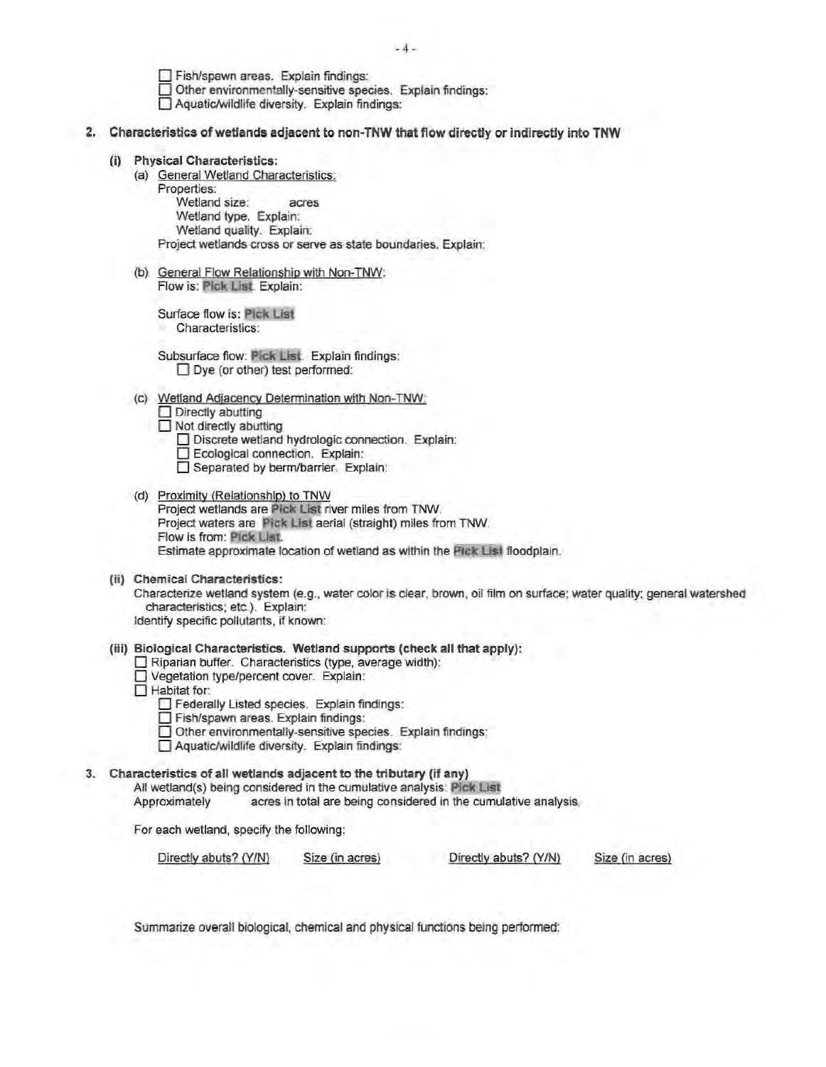- ☐ Fish/spawn areas. Explain findings:
- ☐ Other environmentally-sensitive species. Explain findings:
- ☐ Aquatic/wildlife diversity. Explain findings:

**2. Characteristics of wetlands adjacent to non-TNW that flow directly or indirectly into TNW**

**(i) Physical Characteristics:**

(a) General Wetland Characteristics:

Properties:

Wetland size: acres

Wetland type. Explain:

Wetland quality. Explain:

Project wetlands cross or serve as state boundaries. Explain:

(b) General Flow Relationship with Non-TNW:

Flow is: Pick List. Explain:

Surface flow is: Pick List

Characteristics:

Subsurface flow: Pick List. Explain findings:

- ☐ Dye (or other) test performed:

(c) Wetland Adjacency Determination with Non-TNW:

- ☐ Directly abutting
- ☐ Not directly abutting
  - ☐ Discrete wetland hydrologic connection. Explain:
  - ☐ Ecological connection. Explain:
  - ☐ Separated by berm/barrier. Explain:

(d) Proximity (Relationship) to TNW

Project wetlands are Pick List river miles from TNW.

Project waters are Pick List aerial (straight) miles from TNW.

Flow is from: Pick List.

Estimate approximate location of wetland as within the Pick List floodplain.

**(ii) Chemical Characteristics:**

Characterize wetland system (e.g., water color is clear, brown, oil film on surface; water quality; general watershed characteristics; etc.). Explain:

Identify specific pollutants, if known:

**(iii) Biological Characteristics. Wetland supports (check all that apply):**

- ☐ Riparian buffer. Characteristics (type, average width):
- ☐ Vegetation type/percent cover. Explain:
- ☐ Habitat for:
  - ☐ Federally Listed species. Explain findings:
  - ☐ Fish/spawn areas. Explain findings:
  - ☐ Other environmentally-sensitive species. Explain findings:
  - ☐ Aquatic/wildlife diversity. Explain findings:

**3. Characteristics of all wetlands adjacent to the tributary (if any)**

All wetland(s) being considered in the cumulative analysis: Pick List

Approximately acres in total are being considered in the cumulative analysis.

For each wetland, specify the following:

| Directly abuts? (Y/N) | Size (in acres) | Directly abuts? (Y/N) | Size (in acres) |
|---|---|---|---|

Summarize overall biological, chemical and physical functions being performed: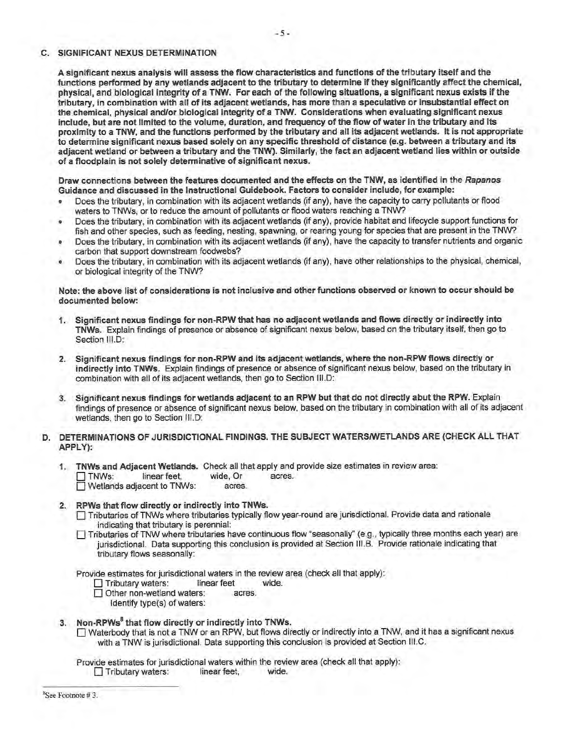### C. SIGNIFICANT NEXUS DETERMINATION

**A significant nexus analysis will assess the flow characteristics and functions of the tributary itself and the functions performed by any wetlands adjacent to the tributary to determine if they significantly affect the chemical, physical, and biological integrity of a TNW. For each of the following situations, a significant nexus exists if the tributary, in combination with all of its adjacent wetlands, has more than a speculative or insubstantial effect on the chemical, physical and/or biological integrity of a TNW. Considerations when evaluating significant nexus include, but are not limited to the volume, duration, and frequency of the flow of water in the tributary and its proximity to a TNW, and the functions performed by the tributary and all its adjacent wetlands. It is not appropriate to determine significant nexus based solely on any specific threshold of distance (e.g. between a tributary and its adjacent wetland or between a tributary and the TNW). Similarly, the fact an adjacent wetland lies within or outside of a floodplain is not solely determinative of significant nexus.**

**Draw connections between the features documented and the effects on the TNW, as identified in the *Rapanos* Guidance and discussed in the Instructional Guidebook. Factors to consider include, for example:**

- Does the tributary, in combination with its adjacent wetlands (if any), have the capacity to carry pollutants or flood waters to TNWs, or to reduce the amount of pollutants or flood waters reaching a TNW?
- Does the tributary, in combination with its adjacent wetlands (if any), provide habitat and lifecycle support functions for fish and other species, such as feeding, nesting, spawning, or rearing young for species that are present in the TNW?
- Does the tributary, in combination with its adjacent wetlands (if any), have the capacity to transfer nutrients and organic carbon that support downstream foodwebs?
- Does the tributary, in combination with its adjacent wetlands (if any), have other relationships to the physical, chemical, or biological integrity of the TNW?

**Note: the above list of considerations is not inclusive and other functions observed or known to occur should be documented below:**

1. **Significant nexus findings for non-RPW that has no adjacent wetlands and flows directly or indirectly into TNWs.** Explain findings of presence or absence of significant nexus below, based on the tributary itself, then go to Section III.D:

2. **Significant nexus findings for non-RPW and its adjacent wetlands, where the non-RPW flows directly or indirectly into TNWs.** Explain findings of presence or absence of significant nexus below, based on the tributary in combination with all of its adjacent wetlands, then go to Section III.D:

3. **Significant nexus findings for wetlands adjacent to an RPW but that do not directly abut the RPW.** Explain findings of presence or absence of significant nexus below, based on the tributary in combination with all of its adjacent wetlands, then go to Section III.D:

### D. DETERMINATIONS OF JURISDICTIONAL FINDINGS. THE SUBJECT WATERS/WETLANDS ARE (CHECK ALL THAT APPLY):

1. **TNWs and Adjacent Wetlands.** Check all that apply and provide size estimates in review area:
   - ☐ TNWs: linear feet, wide, Or acres.
   - ☐ Wetlands adjacent to TNWs: acres.

2. **RPWs that flow directly or indirectly into TNWs.**
   - ☐ Tributaries of TNWs where tributaries typically flow year-round are jurisdictional. Provide data and rationale indicating that tributary is perennial:
   - ☐ Tributaries of TNW where tributaries have continuous flow "seasonally" (e.g., typically three months each year) are jurisdictional. Data supporting this conclusion is provided at Section III.B. Provide rationale indicating that tributary flows seasonally:

   Provide estimates for jurisdictional waters in the review area (check all that apply):
   - ☐ Tributary waters: linear feet wide.
   - ☐ Other non-wetland waters: acres.
     Identify type(s) of waters:

3. **Non-RPWs[8] that flow directly or indirectly into TNWs.**
   - ☐ Waterbody that is not a TNW or an RPW, but flows directly or indirectly into a TNW, and it has a significant nexus with a TNW is jurisdictional. Data supporting this conclusion is provided at Section III.C.

   Provide estimates for jurisdictional waters within the review area (check all that apply):
   - ☐ Tributary waters: linear feet, wide.

---

[8]See Footnote # 3.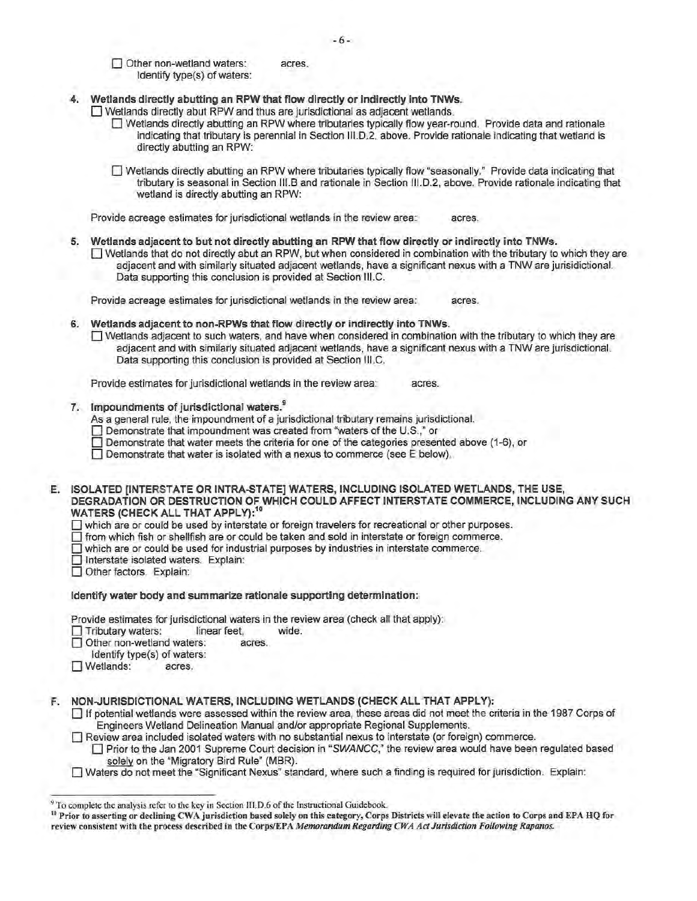☐ Other non-wetland waters: acres.
Identify type(s) of waters:

**4. Wetlands directly abutting an RPW that flow directly or indirectly into TNWs.**

☐ Wetlands directly abut RPW and thus are jurisdictional as adjacent wetlands.

☐ Wetlands directly abutting an RPW where tributaries typically flow year-round. Provide data and rationale indicating that tributary is perennial in Section III.D.2, above. Provide rationale indicating that wetland is directly abutting an RPW:

☐ Wetlands directly abutting an RPW where tributaries typically flow "seasonally." Provide data indicating that tributary is seasonal in Section III.B and rationale in Section III.D.2, above. Provide rationale indicating that wetland is directly abutting an RPW:

Provide acreage estimates for jurisdictional wetlands in the review area: acres.

**5. Wetlands adjacent to but not directly abutting an RPW that flow directly or indirectly into TNWs.**

☐ Wetlands that do not directly abut an RPW, but when considered in combination with the tributary to which they are adjacent and with similarly situated adjacent wetlands, have a significant nexus with a TNW are jurisdictional. Data supporting this conclusion is provided at Section III.C.

Provide acreage estimates for jurisdictional wetlands in the review area: acres.

**6. Wetlands adjacent to non-RPWs that flow directly or indirectly into TNWs.**

☐ Wetlands adjacent to such waters, and have when considered in combination with the tributary to which they are adjacent and with similarly situated adjacent wetlands, have a significant nexus with a TNW are jurisdictional. Data supporting this conclusion is provided at Section III.C.

Provide estimates for jurisdictional wetlands in the review area: acres.

**7. Impoundments of jurisdictional waters.**[9]

As a general rule, the impoundment of a jurisdictional tributary remains jurisdictional.

☐ Demonstrate that impoundment was created from "waters of the U.S.," or
☐ Demonstrate that water meets the criteria for one of the categories presented above (1-6), or
☐ Demonstrate that water is isolated with a nexus to commerce (see E below).

**E. ISOLATED [INTERSTATE OR INTRA-STATE] WATERS, INCLUDING ISOLATED WETLANDS, THE USE, DEGRADATION OR DESTRUCTION OF WHICH COULD AFFECT INTERSTATE COMMERCE, INCLUDING ANY SUCH WATERS (CHECK ALL THAT APPLY):**[10]

☐ which are or could be used by interstate or foreign travelers for recreational or other purposes.
☐ from which fish or shellfish are or could be taken and sold in interstate or foreign commerce.
☐ which are or could be used for industrial purposes by industries in interstate commerce.
☐ Interstate isolated waters. Explain:
☐ Other factors. Explain:

**Identify water body and summarize rationale supporting determination:**

Provide estimates for jurisdictional waters in the review area (check all that apply):
☐ Tributary waters: linear feet, wide.
☐ Other non-wetland waters: acres.
Identify type(s) of waters:
☐ Wetlands: acres.

**F. NON-JURISDICTIONAL WATERS, INCLUDING WETLANDS (CHECK ALL THAT APPLY):**

☐ If potential wetlands were assessed within the review area, these areas did not meet the criteria in the 1987 Corps of Engineers Wetland Delineation Manual and/or appropriate Regional Supplements.

☐ Review area included isolated waters with no substantial nexus to interstate (or foreign) commerce.

☐ Prior to the Jan 2001 Supreme Court decision in "*SWANCC*," the review area would have been regulated based solely on the "Migratory Bird Rule" (MBR).

☐ Waters do not meet the "Significant Nexus" standard, where such a finding is required for jurisdiction. Explain:

---

[9] To complete the analysis refer to the key in Section III.D.6 of the Instructional Guidebook.

[10] **Prior to asserting or declining CWA jurisdiction based solely on this category, Corps Districts will elevate the action to Corps and EPA HQ for review consistent with the process described in the Corps/EPA *Memorandum Regarding CWA Act Jurisdiction Following Rapanos.***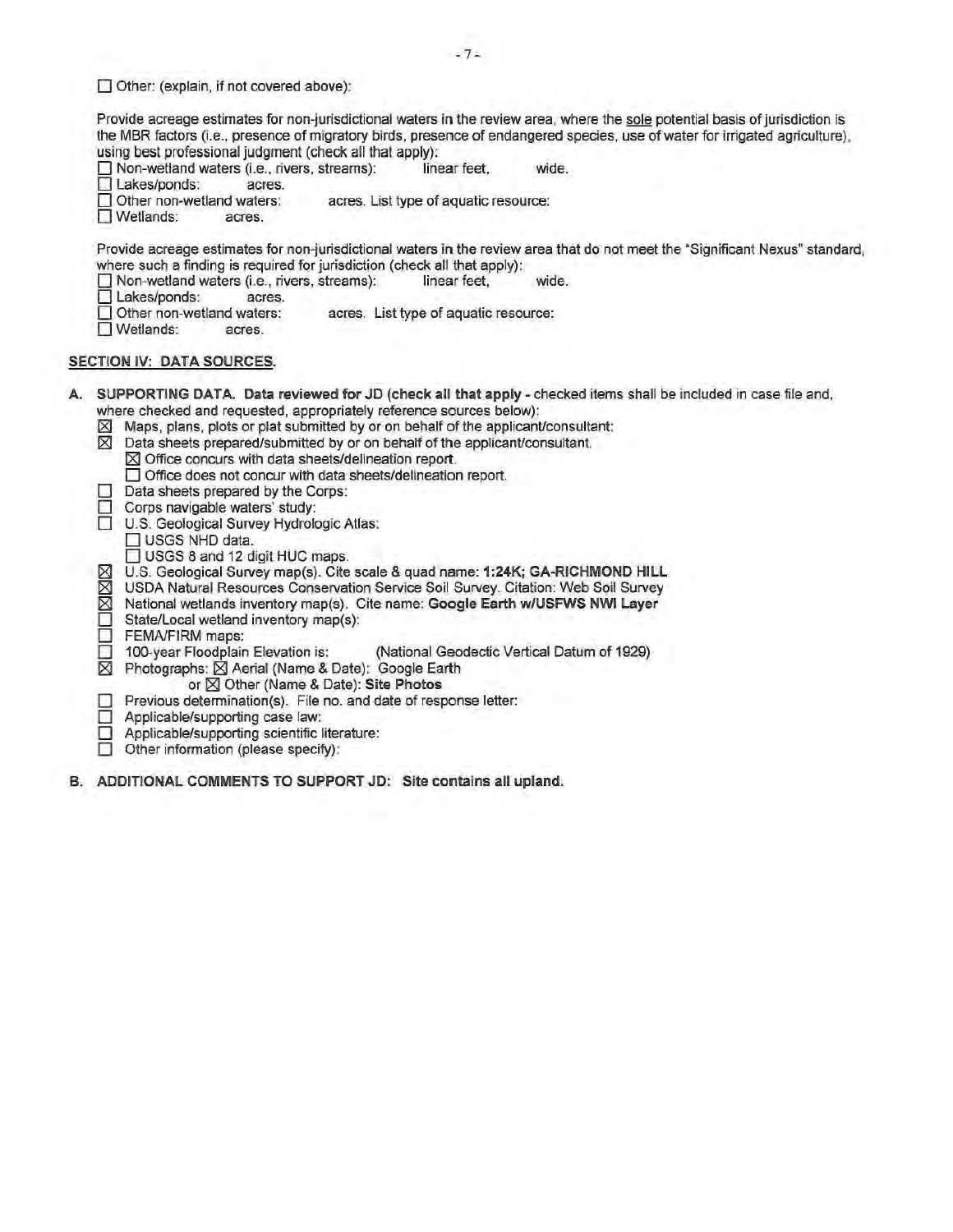☐ Other: (explain, if not covered above):

Provide acreage estimates for non-jurisdictional waters in the review area, where the sole potential basis of jurisdiction is the MBR factors (i.e., presence of migratory birds, presence of endangered species, use of water for irrigated agriculture), using best professional judgment (check all that apply):

☐ Non-wetland waters (i.e., rivers, streams): linear feet, wide.
☐ Lakes/ponds: acres.
☐ Other non-wetland waters: acres. List type of aquatic resource:
☐ Wetlands: acres.

Provide acreage estimates for non-jurisdictional waters in the review area that do not meet the "Significant Nexus" standard, where such a finding is required for jurisdiction (check all that apply):

☐ Non-wetland waters (i.e., rivers, streams): linear feet, wide.
☐ Lakes/ponds: acres.
☐ Other non-wetland waters: acres. List type of aquatic resource:
☐ Wetlands: acres.

## SECTION IV: DATA SOURCES.

**A. SUPPORTING DATA. Data reviewed for JD (check all that apply -** checked items shall be included in case file and, where checked and requested, appropriately reference sources below):

☒ Maps, plans, plots or plat submitted by or on behalf of the applicant/consultant:
☒ Data sheets prepared/submitted by or on behalf of the applicant/consultant.
  ☒ Office concurs with data sheets/delineation report.
  ☐ Office does not concur with data sheets/delineation report.
☐ Data sheets prepared by the Corps:
☐ Corps navigable waters' study:
☐ U.S. Geological Survey Hydrologic Atlas:
  ☐ USGS NHD data.
  ☐ USGS 8 and 12 digit HUC maps.
☒ U.S. Geological Survey map(s). Cite scale & quad name: **1:24K; GA-RICHMOND HILL**
☒ USDA Natural Resources Conservation Service Soil Survey. Citation: Web Soil Survey
☒ National wetlands inventory map(s). Cite name: **Google Earth w/USFWS NWI Layer**
☐ State/Local wetland inventory map(s):
☐ FEMA/FIRM maps:
☐ 100-year Floodplain Elevation is: (National Geodectic Vertical Datum of 1929)
☒ Photographs: ☒ Aerial (Name & Date): Google Earth
  or ☒ Other (Name & Date): **Site Photos**
☐ Previous determination(s). File no. and date of response letter:
☐ Applicable/supporting case law:
☐ Applicable/supporting scientific literature:
☐ Other information (please specify):

**B. ADDITIONAL COMMENTS TO SUPPORT JD: Site contains all upland.**